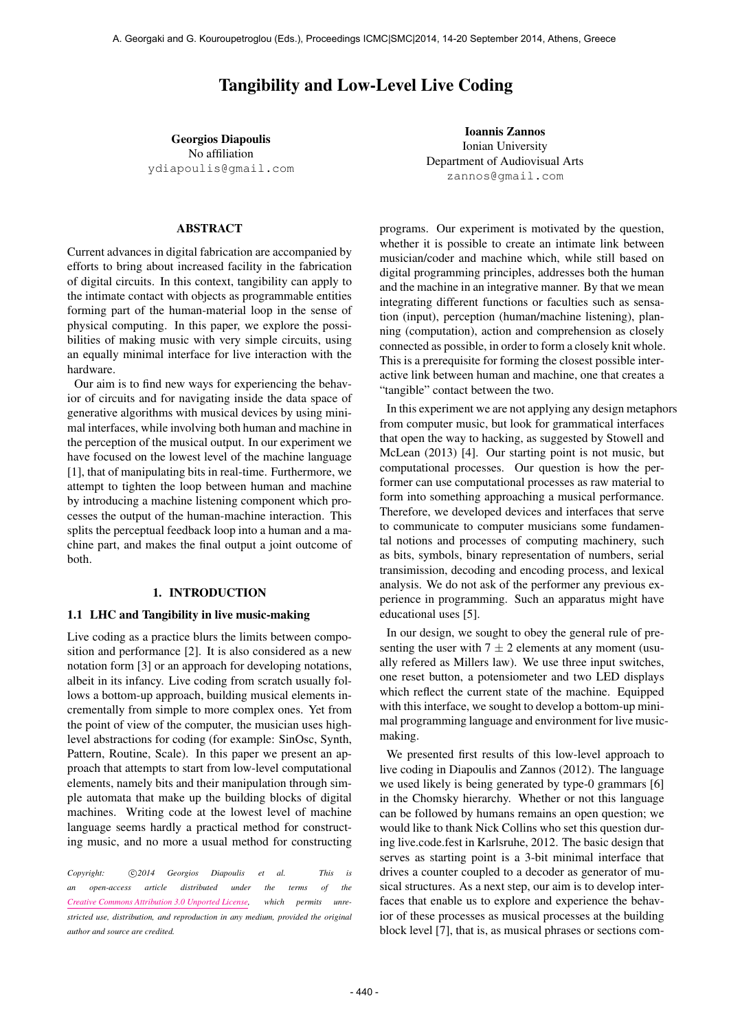# Tangibility and Low-Level Live Coding

**Georgios Diapoulis**
No affiliation
ydiapoulis@gmail.com

**Ioannis Zannos**
Ionian University
Department of Audiovisual Arts
zannos@gmail.com

## ABSTRACT

Current advances in digital fabrication are accompanied by efforts to bring about increased facility in the fabrication of digital circuits. In this context, tangibility can apply to the intimate contact with objects as programmable entities forming part of the human-material loop in the sense of physical computing. In this paper, we explore the possibilities of making music with very simple circuits, using an equally minimal interface for live interaction with the hardware.

Our aim is to find new ways for experiencing the behavior of circuits and for navigating inside the data space of generative algorithms with musical devices by using minimal interfaces, while involving both human and machine in the perception of the musical output. In our experiment we have focused on the lowest level of the machine language [1], that of manipulating bits in real-time. Furthermore, we attempt to tighten the loop between human and machine by introducing a machine listening component which processes the output of the human-machine interaction. This splits the perceptual feedback loop into a human and a machine part, and makes the final output a joint outcome of both.

## 1. INTRODUCTION

### 1.1 LHC and Tangibility in live music-making

Live coding as a practice blurs the limits between composition and performance [2]. It is also considered as a new notation form [3] or an approach for developing notations, albeit in its infancy. Live coding from scratch usually follows a bottom-up approach, building musical elements incrementally from simple to more complex ones. Yet from the point of view of the computer, the musician uses high-level abstractions for coding (for example: SinOsc, Synth, Pattern, Routine, Scale). In this paper we present an approach that attempts to start from low-level computational elements, namely bits and their manipulation through simple automata that make up the building blocks of digital machines. Writing code at the lowest level of machine language seems hardly a practical method for constructing music, and no more a usual method for constructing programs. Our experiment is motivated by the question, whether it is possible to create an intimate link between musician/coder and machine which, while still based on digital programming principles, addresses both the human and the machine in an integrative manner. By that we mean integrating different functions or faculties such as sensation (input), perception (human/machine listening), planning (computation), action and comprehension as closely connected as possible, in order to form a closely knit whole. This is a prerequisite for forming the closest possible interactive link between human and machine, one that creates a "tangible" contact between the two.

*Copyright: ©2014 Georgios Diapoulis et al. This is an open-access article distributed under the terms of the Creative Commons Attribution 3.0 Unported License, which permits unrestricted use, distribution, and reproduction in any medium, provided the original author and source are credited.*

In this experiment we are not applying any design metaphors from computer music, but look for grammatical interfaces that open the way to hacking, as suggested by Stowell and McLean (2013) [4]. Our starting point is not music, but computational processes. Our question is how the performer can use computational processes as raw material to form into something approaching a musical performance. Therefore, we developed devices and interfaces that serve to communicate to computer musicians some fundamental notions and processes of computing machinery, such as bits, symbols, binary representation of numbers, serial transimission, decoding and encoding process, and lexical analysis. We do not ask of the performer any previous experience in programming. Such an apparatus might have educational uses [5].

In our design, we sought to obey the general rule of presenting the user with $7 \pm 2$ elements at any moment (usually refered as Millers law). We use three input switches, one reset button, a potensiometer and two LED displays which reflect the current state of the machine. Equipped with this interface, we sought to develop a bottom-up minimal programming language and environment for live music-making.

We presented first results of this low-level approach to live coding in Diapoulis and Zannos (2012). The language we used likely is being generated by type-0 grammars [6] in the Chomsky hierarchy. Whether or not this language can be followed by humans remains an open question; we would like to thank Nick Collins who set this question during live.code.fest in Karlsruhe, 2012. The basic design that serves as starting point is a 3-bit minimal interface that drives a counter coupled to a decoder as generator of musical structures. As a next step, our aim is to develop interfaces that enable us to explore and experience the behavior of these processes as musical processes at the building block level [7], that is, as musical phrases or sections com-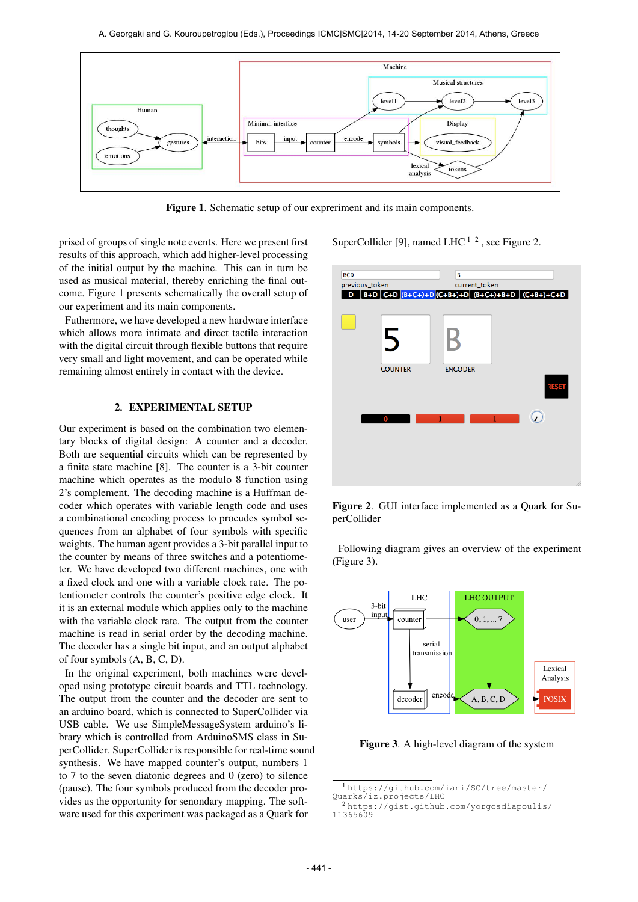**Figure 1**. Schematic setup of our experiment and its main components.

prised of groups of single note events. Here we present first results of this approach, which add higher-level processing of the initial output by the machine. This can in turn be used as musical material, thereby enriching the final outcome. Figure 1 presents schematically the overall setup of our experiment and its main components.

Futhermore, we have developed a new hardware interface which allows more intimate and direct tactile interaction with the digital circuit through flexible buttons that require very small and light movement, and can be operated while remaining almost entirely in contact with the device.

## 2. EXPERIMENTAL SETUP

Our experiment is based on the combination two elementary blocks of digital design: A counter and a decoder. Both are sequential circuits which can be represented by a finite state machine [8]. The counter is a 3-bit counter machine which operates as the modulo 8 function using 2's complement. The decoding machine is a Huffman decoder which operates with variable length code and uses a combinational encoding process to procudes symbol sequences from an alphabet of four symbols with specific weights. The human agent provides a 3-bit parallel input to the counter by means of three switches and a potentiometer. We have developed two different machines, one with a fixed clock and one with a variable clock rate. The potentiometer controls the counter's positive edge clock. It it is an external module which applies only to the machine with the variable clock rate. The output from the counter machine is read in serial order by the decoding machine. The decoder has a single bit input, and an output alphabet of four symbols (A, B, C, D).

In the original experiment, both machines were developed using prototype circuit boards and TTL technology. The output from the counter and the decoder are sent to an arduino board, which is connected to SuperCollider via USB cable. We use SimpleMessageSystem arduino's library which is controlled from ArduinoSMS class in SuperCollider. SuperCollider is responsible for real-time sound synthesis. We have mapped counter's output, numbers 1 to 7 to the seven diatonic degrees and 0 (zero) to silence (pause). The four symbols produced from the decoder provides us the opportunity for senondary mapping. The software used for this experiment was packaged as a Quark for SuperCollider [9], named LHC [1] [2], see Figure 2.

**Figure 2**. GUI interface implemented as a Quark for SuperCollider

Following diagram gives an overview of the experiment (Figure 3).

**Figure 3**. A high-level diagram of the system

[1] https://github.com/iani/SC/tree/master/Quarks/iz.projects/LHC

[2] https://gist.github.com/yorgosdiapoulis/11365609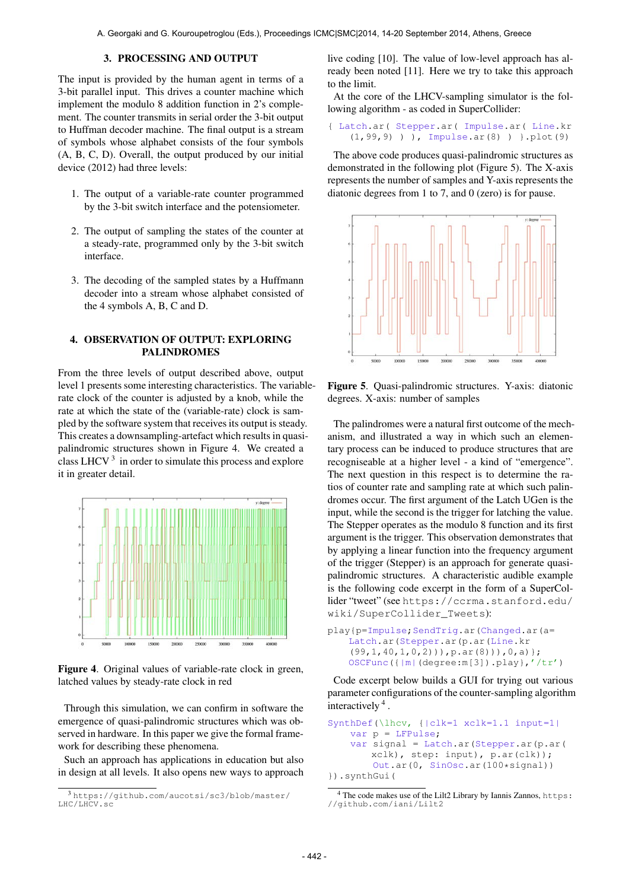## 3. PROCESSING AND OUTPUT

The input is provided by the human agent in terms of a 3-bit parallel input. This drives a counter machine which implement the modulo 8 addition function in 2's complement. The counter transmits in serial order the 3-bit output to Huffman decoder machine. The final output is a stream of symbols whose alphabet consists of the four symbols (A, B, C, D). Overall, the output produced by our initial device (2012) had three levels:

1. The output of a variable-rate counter programmed by the 3-bit switch interface and the potensiometer.
2. The output of sampling the states of the counter at a steady-rate, programmed only by the 3-bit switch interface.
3. The decoding of the sampled states by a Huffmann decoder into a stream whose alphabet consisted of the 4 symbols A, B, C and D.

## 4. OBSERVATION OF OUTPUT: EXPLORING PALINDROMES

From the three levels of output described above, output level 1 presents some interesting characteristics. The variable-rate clock of the counter is adjusted by a knob, while the rate at which the state of the (variable-rate) clock is sampled by the software system that receives its output is steady. This creates a downsampling-artefact which results in quasi-palindromic structures shown in Figure 4. We created a class LHCV [3] in order to simulate this process and explore it in greater detail.

Figure 4. Original values of variable-rate clock in green, latched values by steady-rate clock in red

Through this simulation, we can confirm in software the emergence of quasi-palindromic structures which was observed in hardware. In this paper we give the formal framework for describing these phenomena.

Such an approach has applications in education but also in design at all levels. It also opens new ways to approach live coding [10]. The value of low-level approach has already been noted [11]. Here we try to take this approach to the limit.

At the core of the LHCV-sampling simulator is the following algorithm - as coded in SuperCollider:

```
{ Latch.ar( Stepper.ar( Impulse.ar( Line.kr
    (1,99,9) ) ), Impulse.ar(8) ) }.plot(9)
```

The above code produces quasi-palindromic structures as demonstrated in the following plot (Figure 5). The X-axis represents the number of samples and Y-axis represents the diatonic degrees from 1 to 7, and 0 (zero) is for pause.

Figure 5. Quasi-palindromic structures. Y-axis: diatonic degrees. X-axis: number of samples

The palindromes were a natural first outcome of the mechanism, and illustrated a way in which such an elementary process can be induced to produce structures that are recogniseable at a higher level - a kind of "emergence". The next question in this respect is to determine the ratios of counter rate and sampling rate at which such palindromes occur. The first argument of the Latch UGen is the input, while the second is the trigger for latching the value. The Stepper operates as the modulo 8 function and its first argument is the trigger. This observation demonstrates that by applying a linear function into the frequency argument of the trigger (Stepper) is an approach for generate quasi-palindromic structures. A characteristic audible example is the following code excerpt in the form of a SuperCollider "tweet" (see `https://ccrma.stanford.edu/wiki/SuperCollider_Tweets`):

```
play{p=Impulse;SendTrig.ar(Changed.ar(a=
    Latch.ar(Stepper.ar(p.ar(Line.kr
    (99,1,40,1,0,2))),p.ar(8))),0,a)};
    OSCFunc({|m|(degree:m[3]).play},'/tr')
```

Code excerpt below builds a GUI for trying out various parameter configurations of the counter-sampling algorithm interactively [4].

```
SynthDef(\lhcv, {|clk=1 xclk=1.1 input=1|
    var p = LFPulse;
    var signal = Latch.ar(Stepper.ar(p.ar(
        xclk), step: input), p.ar(clk));
    Out.ar(0, SinOsc.ar(100*signal))
}).synthGui(
```

[3] `https://github.com/aucotsi/sc3/blob/master/LHC/LHCV.sc`

[4] The code makes use of the Lilt2 Library by Iannis Zannos, `https://github.com/iani/Lilt2`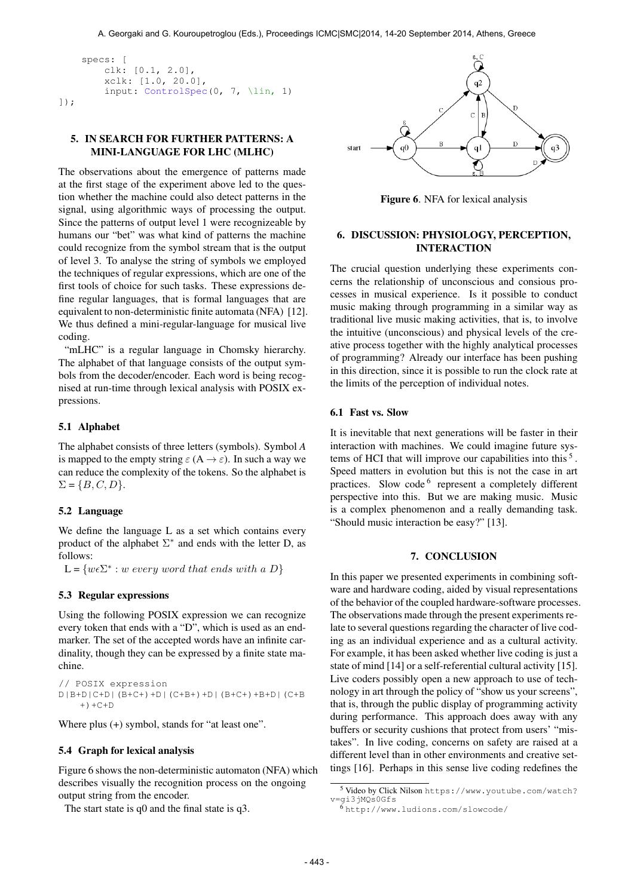```
    specs: [
        clk: [0.1, 2.0],
        xclk: [1.0, 20.0],
        input: ControlSpec(0, 7, \lin, 1)
]);
```

## 5. IN SEARCH FOR FURTHER PATTERNS: A MINI-LANGUAGE FOR LHC (MLHC)

The observations about the emergence of patterns made at the first stage of the experiment above led to the question whether the machine could also detect patterns in the signal, using algorithmic ways of processing the output. Since the patterns of output level 1 were recognizable by humans our "bet" was what kind of patterns the machine could recognize from the symbol stream that is the output of level 3. To analyse the string of symbols we employed the techniques of regular expressions, which are one of the first tools of choice for such tasks. These expressions define regular languages, that is formal languages that are equivalent to non-deterministic finite automata (NFA) [12]. We thus defined a mini-regular-language for musical live coding.

"mLHC" is a regular language in Chomsky hierarchy. The alphabet of that language consists of the output symbols from the decoder/encoder. Each word is being recognised at run-time through lexical analysis with POSIX expressions.

### 5.1 Alphabet

The alphabet consists of three letters (symbols). Symbol $A$ is mapped to the empty string $\varepsilon$ ($A \rightarrow \varepsilon$). In such a way we can reduce the complexity of the tokens. So the alphabet is $\Sigma = \{B, C, D\}$.

### 5.2 Language

We define the language L as a set which contains every product of the alphabet $\Sigma^*$ and ends with the letter D, as follows:

L = $\{w \epsilon \Sigma^* : w \; every \; word \; that \; ends \; with \; a \; D\}$

### 5.3 Regular expressions

Using the following POSIX expression we can recognize every token that ends with a "D", which is used as an end-marker. The set of the accepted words have an infinite cardinality, though they can be expressed by a finite state machine.

```
// POSIX expression
D|B+D|C+D|(B+C+)+D|(C+B+)+D|(B+C+)+B+D|(C+B
    +)+C+D
```

Where plus (+) symbol, stands for "at least one".

### 5.4 Graph for lexical analysis

Figure 6 shows the non-deterministic automaton (NFA) which describes visually the recognition process on the ongoing output string from the encoder.

The start state is q0 and the final state is q3.

**Figure 6**. NFA for lexical analysis

## 6. DISCUSSION: PHYSIOLOGY, PERCEPTION, INTERACTION

The crucial question underlying these experiments concerns the relationship of unconscious and consious processes in musical experience. Is it possible to conduct music making through programming in a similar way as traditional live music making activities, that is, to involve the intuitive (unconscious) and physical levels of the creative process together with the highly analytical processes of programming? Already our interface has been pushing in this direction, since it is possible to run the clock rate at the limits of the perception of individual notes.

### 6.1 Fast vs. Slow

It is inevitable that next generations will be faster in their interaction with machines. We could imagine future systems of HCI that will improve our capabilities into this [5]. Speed matters in evolution but this is not the case in art practices. Slow code [6] represent a completely different perspective into this. But we are making music. Music is a complex phenomenon and a really demanding task. "Should music interaction be easy?" [13].

## 7. CONCLUSION

In this paper we presented experiments in combining software and hardware coding, aided by visual representations of the behavior of the coupled hardware-software processes. The observations made through the present experiments relate to several questions regarding the character of live coding as an individual experience and as a cultural activity. For example, it has been asked whether live coding is just a state of mind [14] or a self-referential cultural activity [15]. Live coders possibly open a new approach to use of technology in art through the policy of "show us your screens", that is, through the public display of programming activity during performance. This approach does away with any buffers or security cushions that protect from users' "mistakes". In live coding, concerns on safety are raised at a different level than in other environments and creative settings [16]. Perhaps in this sense live coding redefines the

[5] Video by Click Nilson https://www.youtube.com/watch?v=gi3jMQs0Gfs

[6] http://www.ludions.com/slowcode/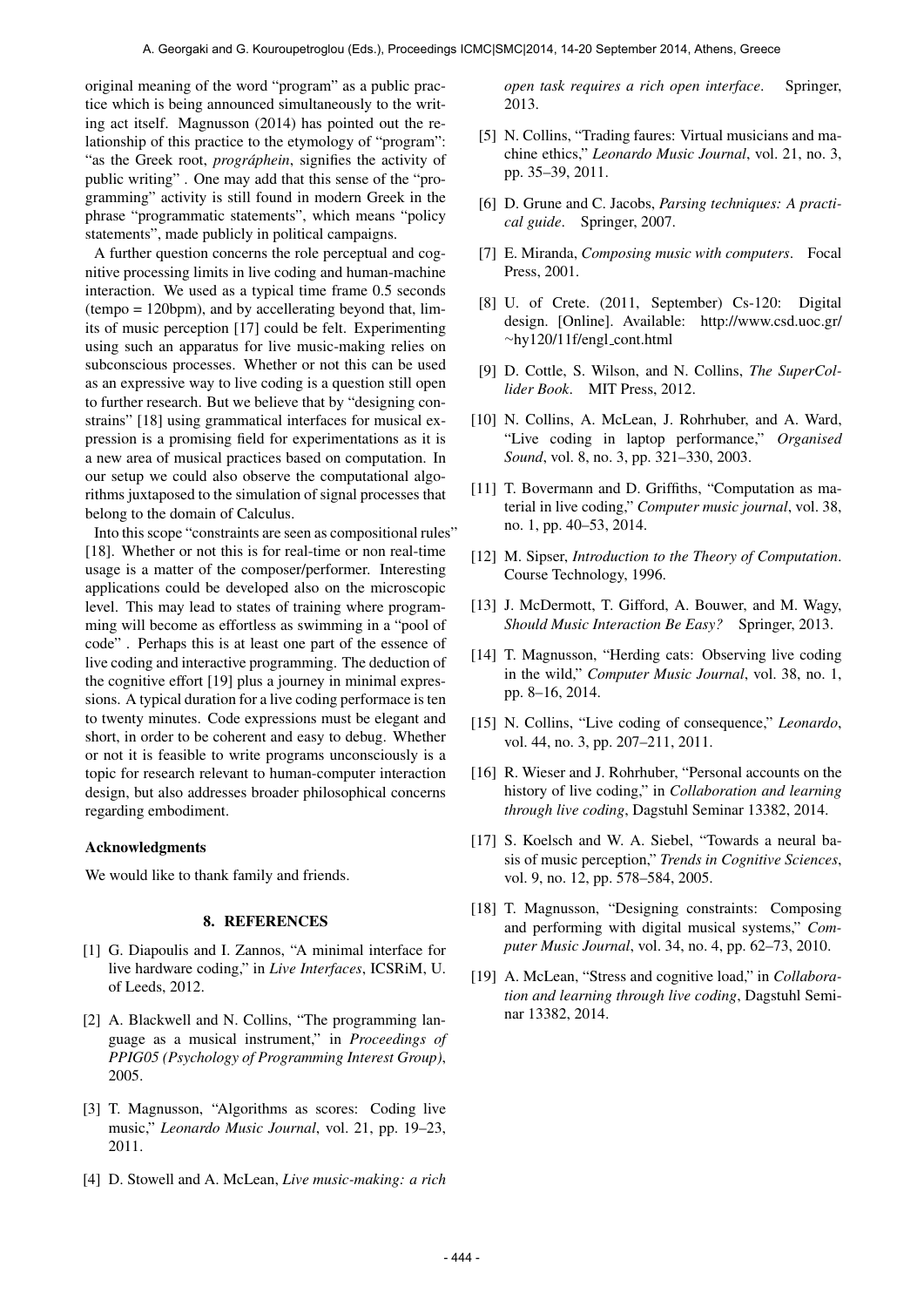original meaning of the word "program" as a public practice which is being announced simultaneously to the writing act itself. Magnusson (2014) has pointed out the relationship of this practice to the etymology of "program": "as the Greek root, *prográphein*, signifies the activity of public writing" . One may add that this sense of the "programming" activity is still found in modern Greek in the phrase "programmatic statements", which means "policy statements", made publicly in political campaigns.

A further question concerns the role perceptual and cognitive processing limits in live coding and human-machine interaction. We used as a typical time frame 0.5 seconds (tempo = 120bpm), and by accellerating beyond that, limits of music perception [17] could be felt. Experimenting using such an apparatus for live music-making relies on subconscious processes. Whether or not this can be used as an expressive way to live coding is a question still open to further research. But we believe that by "designing constrains" [18] using grammatical interfaces for musical expression is a promising field for experimentations as it is a new area of musical practices based on computation. In our setup we could also observe the computational algorithms juxtaposed to the simulation of signal processes that belong to the domain of Calculus.

Into this scope "constraints are seen as compositional rules" [18]. Whether or not this is for real-time or non real-time usage is a matter of the composer/performer. Interesting applications could be developed also on the microscopic level. This may lead to states of training where programming will become as effortless as swimming in a "pool of code" . Perhaps this is at least one part of the essence of live coding and interactive programming. The deduction of the cognitive effort [19] plus a journey in minimal expressions. A typical duration for a live coding performace is ten to twenty minutes. Code expressions must be elegant and short, in order to be coherent and easy to debug. Whether or not it is feasible to write programs unconsciously is a topic for research relevant to human-computer interaction design, but also addresses broader philosophical concerns regarding embodiment.

### Acknowledgments

We would like to thank family and friends.

## 8. REFERENCES

[1] G. Diapoulis and I. Zannos, "A minimal interface for live hardware coding," in *Live Interfaces*, ICSRiM, U. of Leeds, 2012.

[2] A. Blackwell and N. Collins, "The programming language as a musical instrument," in *Proceedings of PPIG05 (Psychology of Programming Interest Group)*, 2005.

[3] T. Magnusson, "Algorithms as scores: Coding live music," *Leonardo Music Journal*, vol. 21, pp. 19–23, 2011.

[4] D. Stowell and A. McLean, *Live music-making: a rich open task requires a rich open interface*. Springer, 2013.

[5] N. Collins, "Trading faures: Virtual musicians and machine ethics," *Leonardo Music Journal*, vol. 21, no. 3, pp. 35–39, 2011.

[6] D. Grune and C. Jacobs, *Parsing techniques: A practical guide*. Springer, 2007.

[7] E. Miranda, *Composing music with computers*. Focal Press, 2001.

[8] U. of Crete. (2011, September) Cs-120: Digital design. [Online]. Available: http://www.csd.uoc.gr/~hy120/11f/engl_cont.html

[9] D. Cottle, S. Wilson, and N. Collins, *The SuperCollider Book*. MIT Press, 2012.

[10] N. Collins, A. McLean, J. Rohrhuber, and A. Ward, "Live coding in laptop performance," *Organised Sound*, vol. 8, no. 3, pp. 321–330, 2003.

[11] T. Bovermann and D. Griffiths, "Computation as material in live coding," *Computer music journal*, vol. 38, no. 1, pp. 40–53, 2014.

[12] M. Sipser, *Introduction to the Theory of Computation*. Course Technology, 1996.

[13] J. McDermott, T. Gifford, A. Bouwer, and M. Wagy, *Should Music Interaction Be Easy?* Springer, 2013.

[14] T. Magnusson, "Herding cats: Observing live coding in the wild," *Computer Music Journal*, vol. 38, no. 1, pp. 8–16, 2014.

[15] N. Collins, "Live coding of consequence," *Leonardo*, vol. 44, no. 3, pp. 207–211, 2011.

[16] R. Wieser and J. Rohrhuber, "Personal accounts on the history of live coding," in *Collaboration and learning through live coding*, Dagstuhl Seminar 13382, 2014.

[17] S. Koelsch and W. A. Siebel, "Towards a neural basis of music perception," *Trends in Cognitive Sciences*, vol. 9, no. 12, pp. 578–584, 2005.

[18] T. Magnusson, "Designing constraints: Composing and performing with digital musical systems," *Computer Music Journal*, vol. 34, no. 4, pp. 62–73, 2010.

[19] A. McLean, "Stress and cognitive load," in *Collaboration and learning through live coding*, Dagstuhl Seminar 13382, 2014.